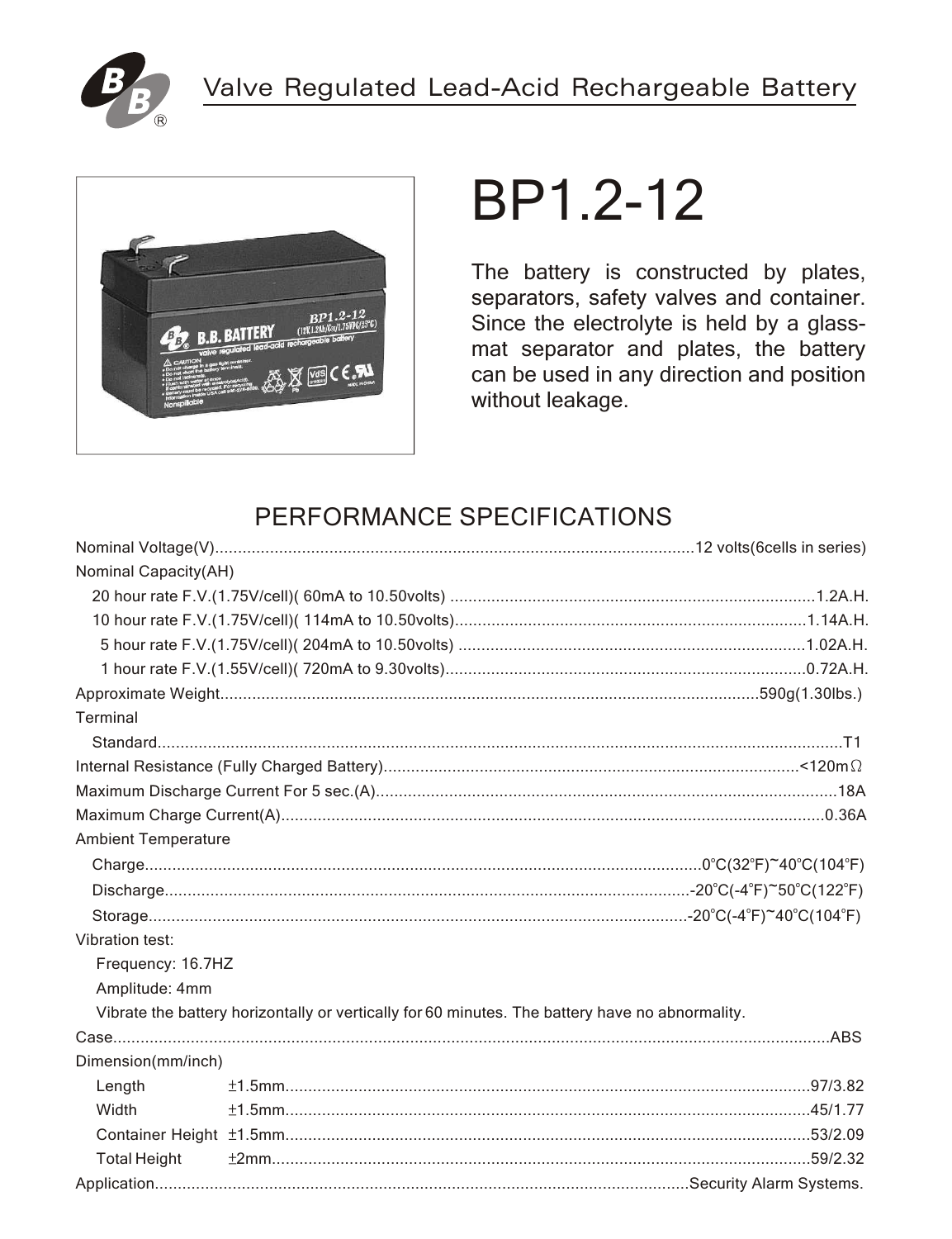# Valve Regulated Lead-Acid Rechargeable Battery

# BP1.2-12

The battery is constructed by plates, separators, safety valves and container. Since the electrolyte is held by a glass-mat separator and plates, the battery can be used in any direction and position without leakage.

## PERFORMANCE SPECIFICATIONS

Nominal Voltage(V)........................................12 volts(6cells in series)

Nominal Capacity(AH)

- 20 hour rate F.V.(1.75V/cell)( 60mA to 10.50volts) ........................................1.2A.H.
- 10 hour rate F.V.(1.75V/cell)( 114mA to 10.50volts)........................................1.14A.H.
- 5 hour rate F.V.(1.75V/cell)( 204mA to 10.50volts) ........................................1.02A.H.
- 1 hour rate F.V.(1.55V/cell)( 720mA to 9.30volts)........................................0.72A.H.

Approximate Weight........................................590g(1.30lbs.)

Terminal

- Standard........................................T1

Internal Resistance (Fully Charged Battery)........................................<120mΩ

Maximum Discharge Current For 5 sec.(A)........................................18A

Maximum Charge Current(A)........................................0.36A

Ambient Temperature

- Charge........................................0°C(32°F)~40°C(104°F)
- Discharge........................................-20°C(-4°F)~50°C(122°F)
- Storage........................................-20°C(-4°F)~40°C(104°F)

Vibration test:

- Frequency: 16.7HZ
- Amplitude: 4mm
- Vibrate the battery horizontally or vertically for 60 minutes. The battery have no abnormality.

Case........................................ABS

Dimension(mm/inch)

- Length ±1.5mm........................................97/3.82
- Width ±1.5mm........................................45/1.77
- Container Height ±1.5mm........................................53/2.09
- Total Height ±2mm........................................59/2.32

Application........................................Security Alarm Systems.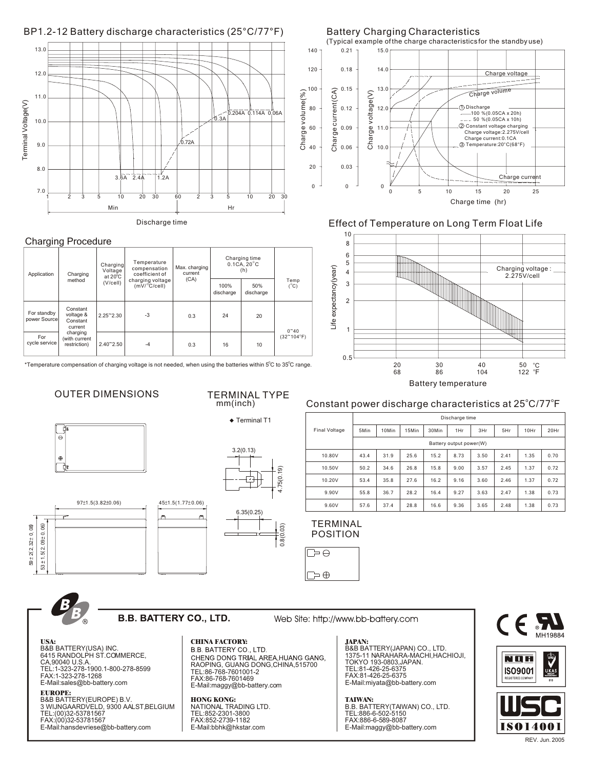## BP1.2-12 Battery discharge characteristics (25°C/77°F)

13.0
12.0
11.0
10.0
9.0
8.0
7.0

Terminal Voltage(V)

0.204A 0.114A 0.06A
0.3A
0.72A
3.6A 2.4A 1.2A

1 2 3 5 10 20 30 60 2 3 5 10 20 30

Min Hr

Discharge time

## Battery Charging Characteristics

(Typical example of the charge characteristics for the standby use)

Charge volume(%) 140 120 100 80 60 40 20 0

Charge current(CA) 0.21 0.18 0.15 0.12 0.09 0.06 0.03 0

Charge voltage(V) 15.0 14.0 13.0 12.0 11.0 10.0 0

Charge voltage

Charge volume

① Discharge
100 %(0.05CA x 20h)
50 %(0.05CA x 10h)
② Constant voltage charging
Charge voltage:2.275V/cell
Charge current:0.1CA
③ Temperature:20°C(68°F)

Charge current

0 5 10 15 20 25

Charge time (hr)

## Charging Procedure

| Application | Charging method | Charging Voltage at 20°C (V/cell) | Temperature compensation coefficient of charging voltage (mV/°C/cell) | Max. charging current (CA) | Charging time 0.1CA, 20°C (h) | | Temp (°C) |
|---|---|---|---|---|---|---|---|
| | | | | | 100% discharge | 50% discharge | |
| For standby power Source | Constant voltage & Constant current charging (with current restriction) | 2.25~2.30 | -3 | 0.3 | 24 | 20 | 0~40 (32~104°F) |
| For cycle service | | 2.40~2.50 | -4 | 0.3 | 16 | 10 | |

*Temperature compensation of charging voltage is not needed, when using the batteries within 5°C to 35°C range.

## Effect of Temperature on Long Term Float Life

Life expectancy(year)

10 8 6 5 4 3 2 1 0.5

Charging voltage : 2.275V/cell

20 30 40 50 °C
68 86 104 122 °F

Battery temperature

## OUTER DIMENSIONS

97±1.5(3.82±0.06)

45±1.5(1.77±0.06)

59±2(2.32±0.08)

53±1.5(2.09±0.06)

## TERMINAL TYPE

mm(inch)

◆ Terminal T1

3.2(0.13)

4.75(0.19)

6.35(0.25)

0.8(0.03)

## Constant power discharge characteristics at 25°C/77°F

| Final Voltage | Discharge time | | | | | | | | |
|---|---|---|---|---|---|---|---|---|---|
| | 5Min | 10Min | 15Min | 30Min | 1Hr | 3Hr | 5Hr | 10Hr | 20Hr |
| | Battery output power(W) | | | | | | | | |
| 10.80V | 43.4 | 31.9 | 25.6 | 15.2 | 8.73 | 3.50 | 2.41 | 1.35 | 0.70 |
| 10.50V | 50.2 | 34.6 | 26.8 | 15.8 | 9.00 | 3.57 | 2.45 | 1.37 | 0.72 |
| 10.20V | 53.4 | 35.8 | 27.6 | 16.2 | 9.16 | 3.60 | 2.46 | 1.37 | 0.72 |
| 9.90V | 55.8 | 36.7 | 28.2 | 16.4 | 9.27 | 3.63 | 2.47 | 1.38 | 0.73 |
| 9.60V | 57.6 | 37.4 | 28.8 | 16.6 | 9.36 | 3.65 | 2.48 | 1.38 | 0.73 |

## TERMINAL POSITION

⊖
⊕

---

**B.B. BATTERY CO., LTD.** Web Site: http://www.bb-battery.com

**USA:**
B&B BATTERY(USA) INC.
6415 RANDOLPH ST.COMMERCE, CA,90040 U.S.A.
TEL:1-323-278-1900.1-800-278-8599
FAX:1-323-278-1268
E-Mail:sales@bb-battery.com

**EUROPE:**
B&B BATTERY(EUROPE) B.V.
3 WIJNGAARDVELD, 9300 AALST,BELGIUM
TEL:(00)32-53781567
FAX:(00)32-53781567
E-Mail:hansdevriese@bb-battery.com

**CHINA FACTORY:**
B.B. BATTERY CO., LTD.
CHENG DONG TRIAL AREA,HUANG GANG, RAOPING, GUANG DONG,CHINA,515700
TEL:86-768-7601001-2
FAX:86-768-7601469
E-Mail:maggy@bb-battery.com

**HONG KONG:**
NATIONAL TRADING LTD.
TEL:852-2301-3800
FAX:852-2739-1182
E-Mail:bbhk@hkstar.com

**JAPAN:**
B&B BATTERY(JAPAN) CO., LTD.
1375-11 NARAHARA-MACHI,HACHIOJI, TOKYO 193-0803,JAPAN.
TEL:81-426-25-6375
FAX:81-426-25-6375
E-Mail:miyata@bb-battery.com

**TAIWAN:**
B.B. BATTERY(TAIWAN) CO., LTD.
TEL:886-6-502-5150
FAX:886-6-589-8087
E-Mail:maggy@bb-battery.com

MH19884

ISO9001

ISO14001

REV. Jun. 2005